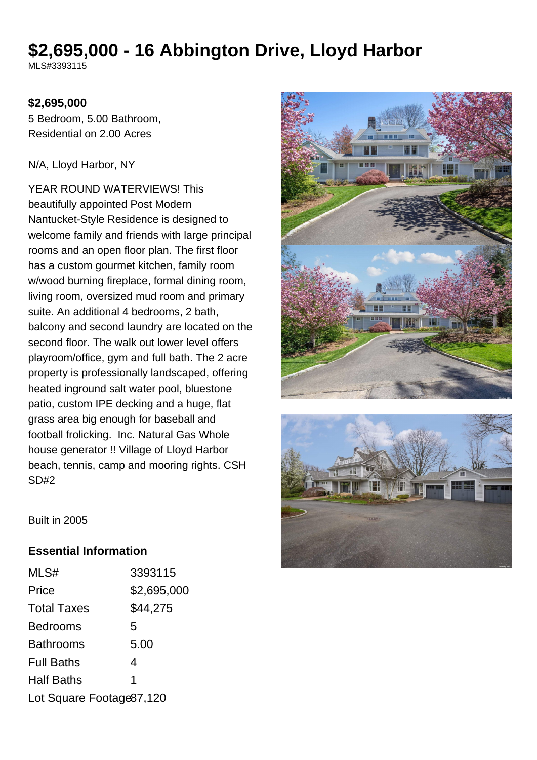# $2,695,000 - 16 Abbington Drive, Lloyd Harbor

MLS#3393115

**$2,695,000**
5 Bedroom, 5.00 Bathroom,
Residential on 2.00 Acres

N/A, Lloyd Harbor, NY

YEAR ROUND WATERVIEWS! This beautifully appointed Post Modern Nantucket-Style Residence is designed to welcome family and friends with large principal rooms and an open floor plan. The first floor has a custom gourmet kitchen, family room w/wood burning fireplace, formal dining room, living room, oversized mud room and primary suite. An additional 4 bedrooms, 2 bath, balcony and second laundry are located on the second floor. The walk out lower level offers playroom/office, gym and full bath. The 2 acre property is professionally landscaped, offering heated inground salt water pool, bluestone patio, custom IPE decking and a huge, flat grass area big enough for baseball and football frolicking. Inc. Natural Gas Whole house generator !! Village of Lloyd Harbor beach, tennis, camp and mooring rights. CSH SD#2

Built in 2005

## Essential Information

| | |
|---|---|
| MLS# | 3393115 |
| Price | $2,695,000 |
| Total Taxes | $44,275 |
| Bedrooms | 5 |
| Bathrooms | 5.00 |
| Full Baths | 4 |
| Half Baths | 1 |
| Lot Square Footage | 87,120 |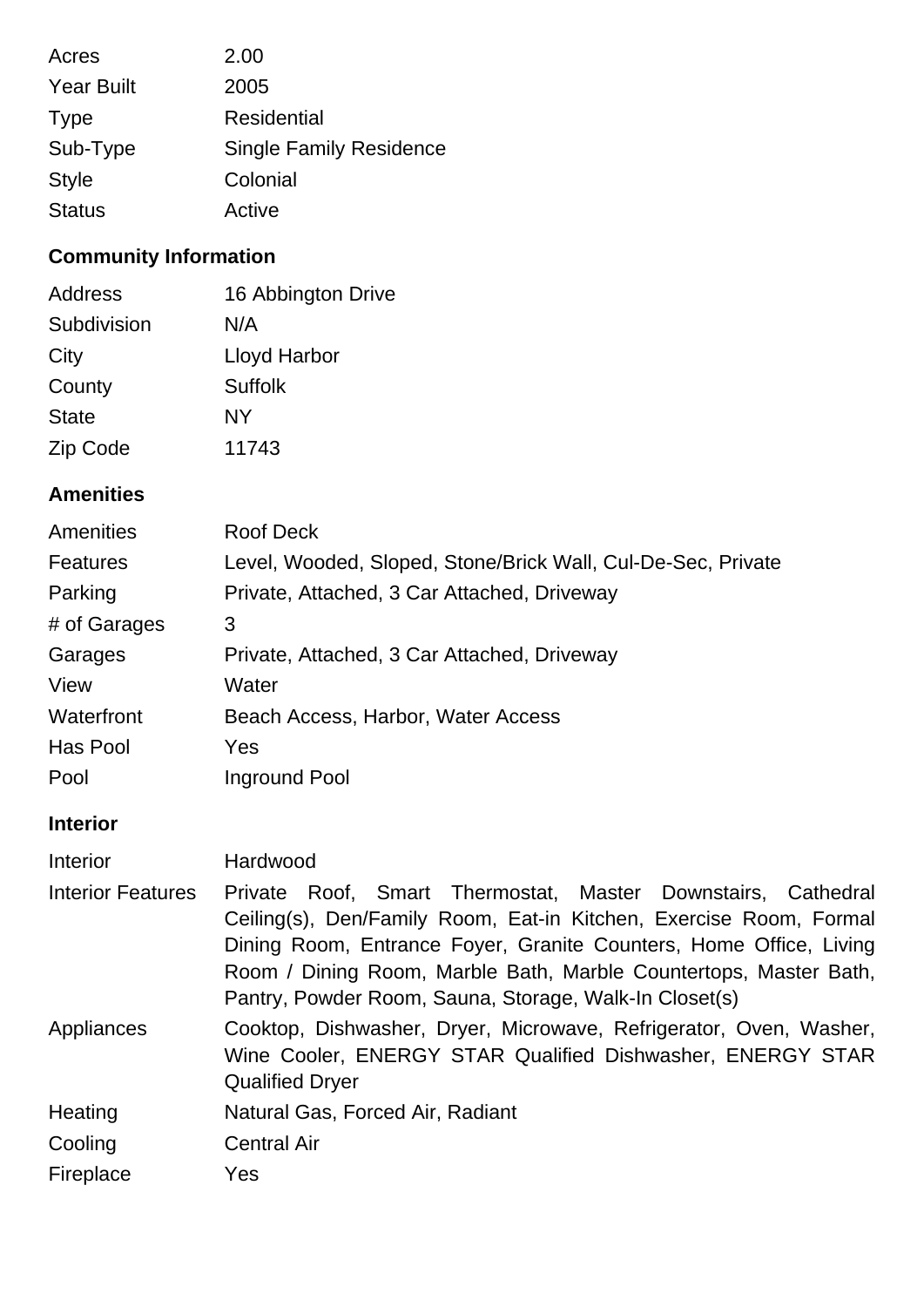| | |
|---|---|
| Acres | 2.00 |
| Year Built | 2005 |
| Type | Residential |
| Sub-Type | Single Family Residence |
| Style | Colonial |
| Status | Active |

## Community Information

| | |
|---|---|
| Address | 16 Abbington Drive |
| Subdivision | N/A |
| City | Lloyd Harbor |
| County | Suffolk |
| State | NY |
| Zip Code | 11743 |

## Amenities

| | |
|---|---|
| Amenities | Roof Deck |
| Features | Level, Wooded, Sloped, Stone/Brick Wall, Cul-De-Sec, Private |
| Parking | Private, Attached, 3 Car Attached, Driveway |
| # of Garages | 3 |
| Garages | Private, Attached, 3 Car Attached, Driveway |
| View | Water |
| Waterfront | Beach Access, Harbor, Water Access |
| Has Pool | Yes |
| Pool | Inground Pool |

## Interior

| | |
|---|---|
| Interior | Hardwood |
| Interior Features | Private Roof, Smart Thermostat, Master Downstairs, Cathedral Ceiling(s), Den/Family Room, Eat-in Kitchen, Exercise Room, Formal Dining Room, Entrance Foyer, Granite Counters, Home Office, Living Room / Dining Room, Marble Bath, Marble Countertops, Master Bath, Pantry, Powder Room, Sauna, Storage, Walk-In Closet(s) |
| Appliances | Cooktop, Dishwasher, Dryer, Microwave, Refrigerator, Oven, Washer, Wine Cooler, ENERGY STAR Qualified Dishwasher, ENERGY STAR Qualified Dryer |
| Heating | Natural Gas, Forced Air, Radiant |
| Cooling | Central Air |
| Fireplace | Yes |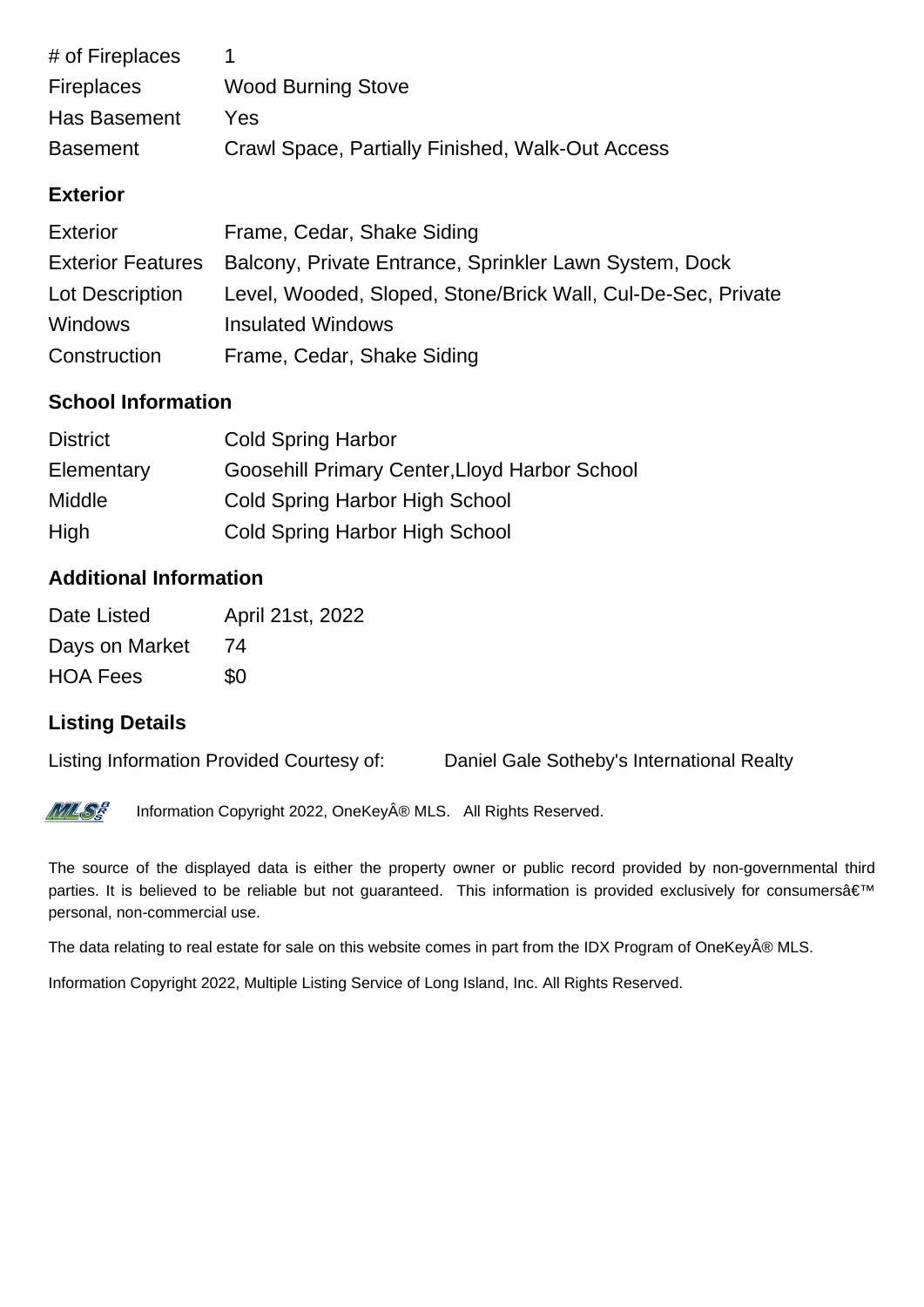| | |
|---|---|
| # of Fireplaces | 1 |
| Fireplaces | Wood Burning Stove |
| Has Basement | Yes |
| Basement | Crawl Space, Partially Finished, Walk-Out Access |

## Exterior

| | |
|---|---|
| Exterior | Frame, Cedar, Shake Siding |
| Exterior Features | Balcony, Private Entrance, Sprinkler Lawn System, Dock |
| Lot Description | Level, Wooded, Sloped, Stone/Brick Wall, Cul-De-Sec, Private |
| Windows | Insulated Windows |
| Construction | Frame, Cedar, Shake Siding |

## School Information

| | |
|---|---|
| District | Cold Spring Harbor |
| Elementary | Goosehill Primary Center,Lloyd Harbor School |
| Middle | Cold Spring Harbor High School |
| High | Cold Spring Harbor High School |

## Additional Information

| | |
|---|---|
| Date Listed | April 21st, 2022 |
| Days on Market | 74 |
| HOA Fees | $0 |

## Listing Details

Listing Information Provided Courtesy of: Daniel Gale Sotheby's International Realty

Information Copyright 2022, OneKeyÂ® MLS. All Rights Reserved.

The source of the displayed data is either the property owner or public record provided by non-governmental third parties. It is believed to be reliable but not guaranteed. This information is provided exclusively for consumersâ€™ personal, non-commercial use.

The data relating to real estate for sale on this website comes in part from the IDX Program of OneKeyÂ® MLS.

Information Copyright 2022, Multiple Listing Service of Long Island, Inc. All Rights Reserved.